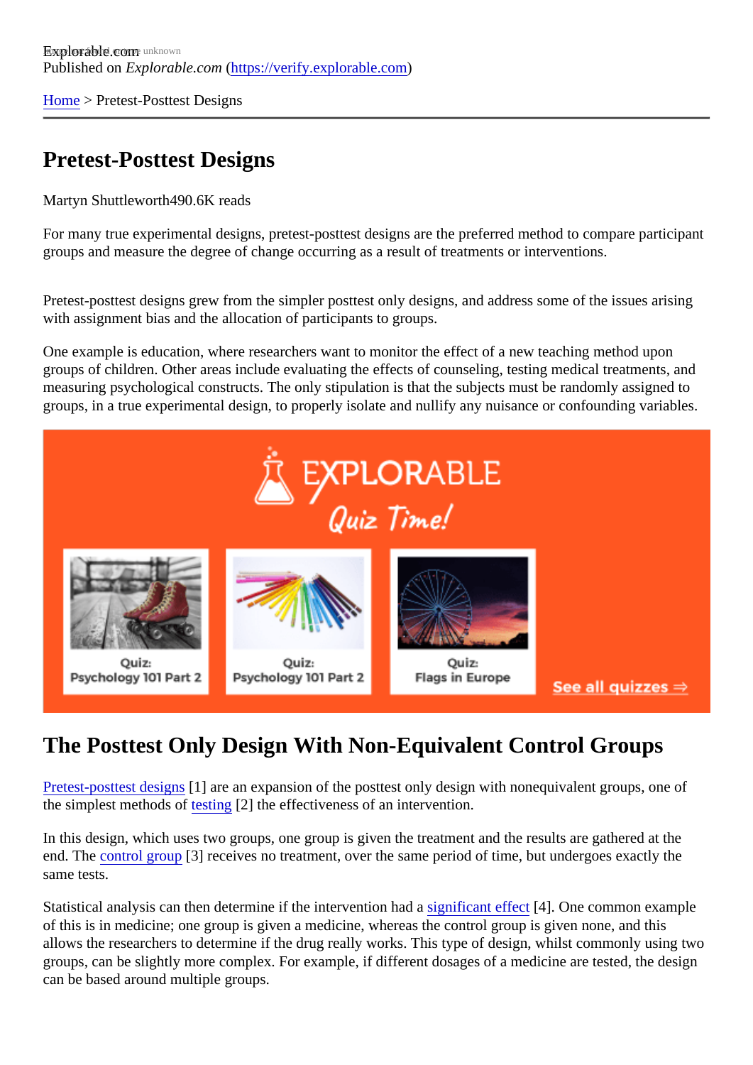Explorable.com
Published on *Explorable.com* (https://verify.explorable.com)

Home > Pretest-Posttest Designs

# Pretest-Posttest Designs

Martyn Shuttleworth490.6K reads

For many true experimental designs, pretest-posttest designs are the preferred method to compare participant groups and measure the degree of change occurring as a result of treatments or interventions.

Pretest-posttest designs grew from the simpler posttest only designs, and address some of the issues arising with assignment bias and the allocation of participants to groups.

One example is education, where researchers want to monitor the effect of a new teaching method upon groups of children. Other areas include evaluating the effects of counseling, testing medical treatments, and measuring psychological constructs. The only stipulation is that the subjects must be randomly assigned to groups, in a true experimental design, to properly isolate and nullify any nuisance or confounding variables.

## The Posttest Only Design With Non-Equivalent Control Groups

Pretest-posttest designs [1] are an expansion of the posttest only design with nonequivalent groups, one of the simplest methods of testing [2] the effectiveness of an intervention.

In this design, which uses two groups, one group is given the treatment and the results are gathered at the end. The control group [3] receives no treatment, over the same period of time, but undergoes exactly the same tests.

Statistical analysis can then determine if the intervention had a significant effect [4]. One common example of this is in medicine; one group is given a medicine, whereas the control group is given none, and this allows the researchers to determine if the drug really works. This type of design, whilst commonly using two groups, can be slightly more complex. For example, if different dosages of a medicine are tested, the design can be based around multiple groups.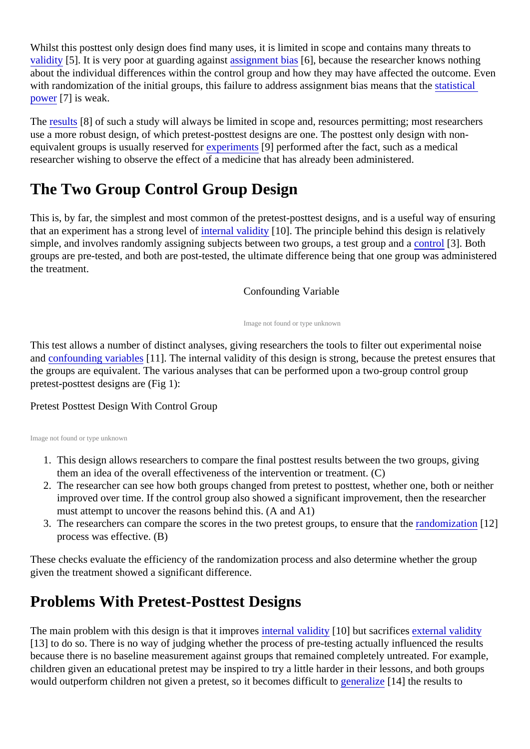Whilst this posttest only design does find many uses, it is limited in scope and contains many threats to validity [5]. It is very poor at guarding against assignment bias [6], because the researcher knows nothing about the individual differences within the control group and how they may have affected the outcome. Even with randomization of the initial groups, this failure to address assignment bias means that the statistical power [7] is weak.

The results [8] of such a study will always be limited in scope and, resources permitting; most researchers use a more robust design, of which pretest-posttest designs are one. The posttest only design with non-equivalent groups is usually reserved for experiments [9] performed after the fact, such as a medical researcher wishing to observe the effect of a medicine that has already been administered.

## The Two Group Control Group Design

This is, by far, the simplest and most common of the pretest-posttest designs, and is a useful way of ensuring that an experiment has a strong level of internal validity [10]. The principle behind this design is relatively simple, and involves randomly assigning subjects between two groups, a test group and a control [3]. Both groups are pre-tested, and both are post-tested, the ultimate difference being that one group was administered the treatment.

Confounding Variable

Image not found or type unknown

This test allows a number of distinct analyses, giving researchers the tools to filter out experimental noise and confounding variables [11]. The internal validity of this design is strong, because the pretest ensures that the groups are equivalent. The various analyses that can be performed upon a two-group control group pretest-posttest designs are (Fig 1):

Pretest Posttest Design With Control Group

Image not found or type unknown

1. This design allows researchers to compare the final posttest results between the two groups, giving them an idea of the overall effectiveness of the intervention or treatment. (C)
2. The researcher can see how both groups changed from pretest to posttest, whether one, both or neither improved over time. If the control group also showed a significant improvement, then the researcher must attempt to uncover the reasons behind this. (A and A1)
3. The researchers can compare the scores in the two pretest groups, to ensure that the randomization [12] process was effective. (B)

These checks evaluate the efficiency of the randomization process and also determine whether the group given the treatment showed a significant difference.

## Problems With Pretest-Posttest Designs

The main problem with this design is that it improves internal validity [10] but sacrifices external validity [13] to do so. There is no way of judging whether the process of pre-testing actually influenced the results because there is no baseline measurement against groups that remained completely untreated. For example, children given an educational pretest may be inspired to try a little harder in their lessons, and both groups would outperform children not given a pretest, so it becomes difficult to generalize [14] the results to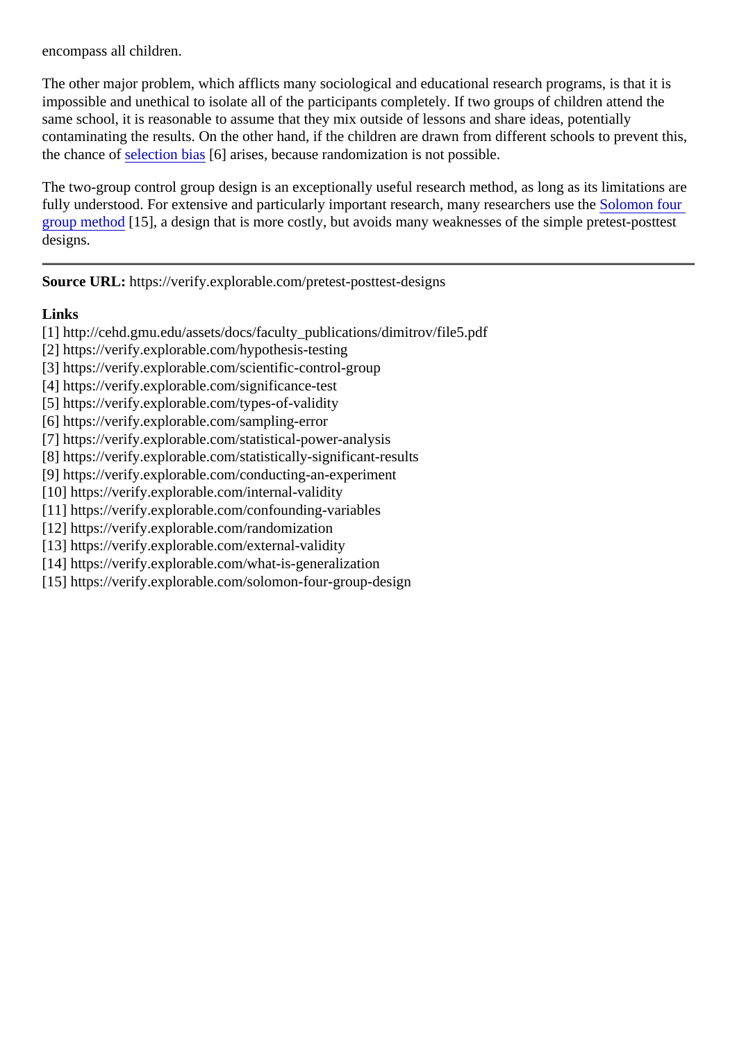encompass all children.

The other major problem, which afflicts many sociological and educational research programs, is that it is impossible and unethical to isolate all of the participants completely. If two groups of children attend the same school, it is reasonable to assume that they mix outside of lessons and share ideas, potentially contaminating the results. On the other hand, if the children are drawn from different schools to prevent this, the chance of selection bias [6] arises, because randomization is not possible.

The two-group control group design is an exceptionally useful research method, as long as its limitations are fully understood. For extensive and particularly important research, many researchers use the Solomon four group method [15], a design that is more costly, but avoids many weaknesses of the simple pretest-posttest designs.

---

**Source URL:** https://verify.explorable.com/pretest-posttest-designs

**Links**

[1] http://cehd.gmu.edu/assets/docs/faculty_publications/dimitrov/file5.pdf
[2] https://verify.explorable.com/hypothesis-testing
[3] https://verify.explorable.com/scientific-control-group
[4] https://verify.explorable.com/significance-test
[5] https://verify.explorable.com/types-of-validity
[6] https://verify.explorable.com/sampling-error
[7] https://verify.explorable.com/statistical-power-analysis
[8] https://verify.explorable.com/statistically-significant-results
[9] https://verify.explorable.com/conducting-an-experiment
[10] https://verify.explorable.com/internal-validity
[11] https://verify.explorable.com/confounding-variables
[12] https://verify.explorable.com/randomization
[13] https://verify.explorable.com/external-validity
[14] https://verify.explorable.com/what-is-generalization
[15] https://verify.explorable.com/solomon-four-group-design